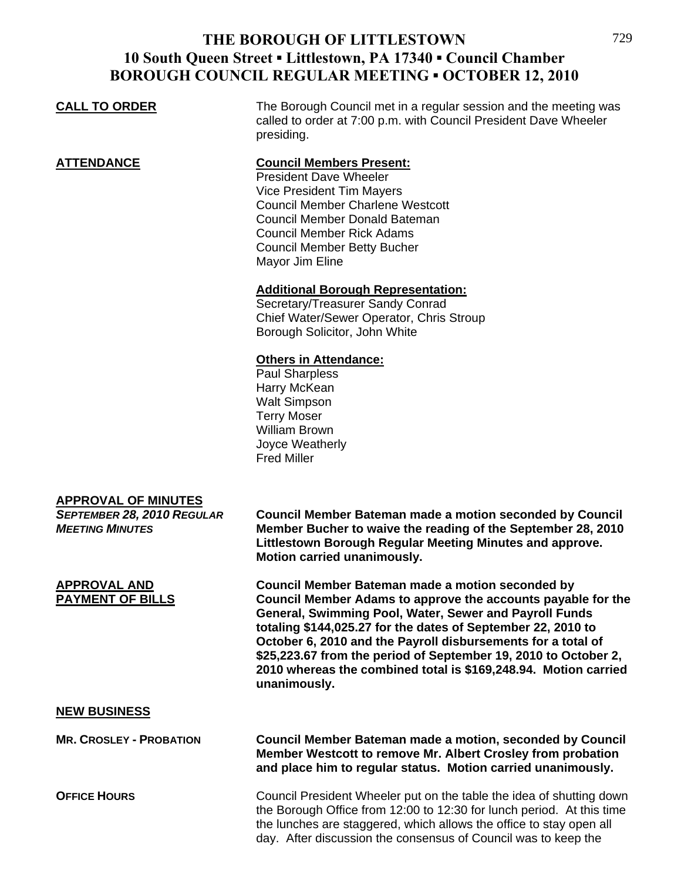# THE BOROUGH OF LITTLESTOWN
## 10 South Queen Street ▪ Littlestown, PA 17340 ▪ Council Chamber
## BOROUGH COUNCIL REGULAR MEETING ▪ OCTOBER 12, 2010

**CALL TO ORDER**

The Borough Council met in a regular session and the meeting was called to order at 7:00 p.m. with Council President Dave Wheeler presiding.

**ATTENDANCE**

**Council Members Present:**
President Dave Wheeler
Vice President Tim Mayers
Council Member Charlene Westcott
Council Member Donald Bateman
Council Member Rick Adams
Council Member Betty Bucher
Mayor Jim Eline

**Additional Borough Representation:**
Secretary/Treasurer Sandy Conrad
Chief Water/Sewer Operator, Chris Stroup
Borough Solicitor, John White

**Others in Attendance:**
Paul Sharpless
Harry McKean
Walt Simpson
Terry Moser
William Brown
Joyce Weatherly
Fred Miller

**APPROVAL OF MINUTES**

*SEPTEMBER 28, 2010 REGULAR MEETING MINUTES*

**Council Member Bateman made a motion seconded by Council Member Bucher to waive the reading of the September 28, 2010 Littlestown Borough Regular Meeting Minutes and approve. Motion carried unanimously.**

**APPROVAL AND PAYMENT OF BILLS**

**Council Member Bateman made a motion seconded by Council Member Adams to approve the accounts payable for the General, Swimming Pool, Water, Sewer and Payroll Funds totaling $144,025.27 for the dates of September 22, 2010 to October 6, 2010 and the Payroll disbursements for a total of $25,223.67 from the period of September 19, 2010 to October 2, 2010 whereas the combined total is $169,248.94. Motion carried unanimously.**

**NEW BUSINESS**

**MR. CROSLEY - PROBATION**

**Council Member Bateman made a motion, seconded by Council Member Westcott to remove Mr. Albert Crosley from probation and place him to regular status. Motion carried unanimously.**

**OFFICE HOURS**

Council President Wheeler put on the table the idea of shutting down the Borough Office from 12:00 to 12:30 for lunch period. At this time the lunches are staggered, which allows the office to stay open all day. After discussion the consensus of Council was to keep the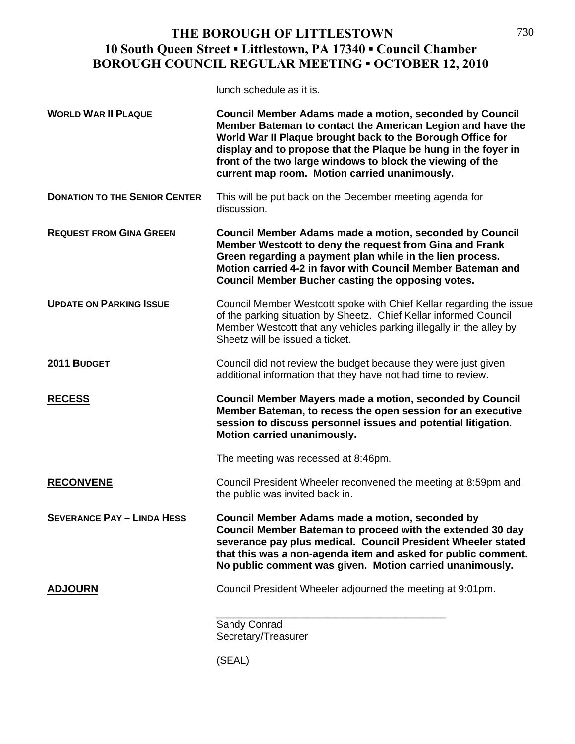lunch schedule as it is.

**WORLD WAR II PLAQUE**

**Council Member Adams made a motion, seconded by Council Member Bateman to contact the American Legion and have the World War II Plaque brought back to the Borough Office for display and to propose that the Plaque be hung in the foyer in front of the two large windows to block the viewing of the current map room. Motion carried unanimously.**

**DONATION TO THE SENIOR CENTER**

This will be put back on the December meeting agenda for discussion.

**REQUEST FROM GINA GREEN**

**Council Member Adams made a motion, seconded by Council Member Westcott to deny the request from Gina and Frank Green regarding a payment plan while in the lien process. Motion carried 4-2 in favor with Council Member Bateman and Council Member Bucher casting the opposing votes.**

**UPDATE ON PARKING ISSUE**

Council Member Westcott spoke with Chief Kellar regarding the issue of the parking situation by Sheetz. Chief Kellar informed Council Member Westcott that any vehicles parking illegally in the alley by Sheetz will be issued a ticket.

**2011 BUDGET**

Council did not review the budget because they were just given additional information that they have not had time to review.

**RECESS**

**Council Member Mayers made a motion, seconded by Council Member Bateman, to recess the open session for an executive session to discuss personnel issues and potential litigation. Motion carried unanimously.**

The meeting was recessed at 8:46pm.

**RECONVENE**

Council President Wheeler reconvened the meeting at 8:59pm and the public was invited back in.

**SEVERANCE PAY – LINDA HESS**

**Council Member Adams made a motion, seconded by Council Member Bateman to proceed with the extended 30 day severance pay plus medical. Council President Wheeler stated that this was a non-agenda item and asked for public comment. No public comment was given. Motion carried unanimously.**

**ADJOURN**

Council President Wheeler adjourned the meeting at 9:01pm.

\_\_\_\_\_\_\_\_\_\_\_\_\_\_\_\_\_\_\_\_\_\_\_\_\_\_\_\_\_\_\_\_\_\_\_\_\_\_\_\_

Sandy Conrad
Secretary/Treasurer

(SEAL)